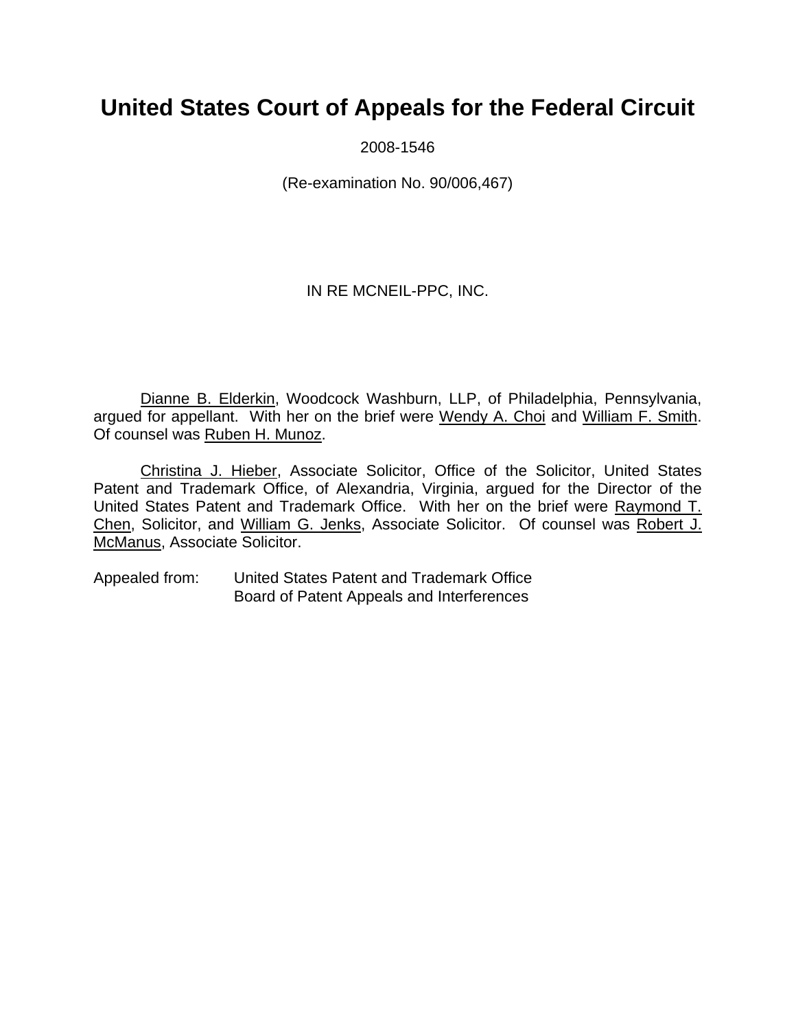# United States Court of Appeals for the Federal Circuit

2008-1546

(Re-examination No. 90/006,467)

IN RE MCNEIL-PPC, INC.

Dianne B. Elderkin, Woodcock Washburn, LLP, of Philadelphia, Pennsylvania, argued for appellant. With her on the brief were Wendy A. Choi and William F. Smith. Of counsel was Ruben H. Munoz.

Christina J. Hieber, Associate Solicitor, Office of the Solicitor, United States Patent and Trademark Office, of Alexandria, Virginia, argued for the Director of the United States Patent and Trademark Office. With her on the brief were Raymond T. Chen, Solicitor, and William G. Jenks, Associate Solicitor. Of counsel was Robert J. McManus, Associate Solicitor.

Appealed from: United States Patent and Trademark Office
Board of Patent Appeals and Interferences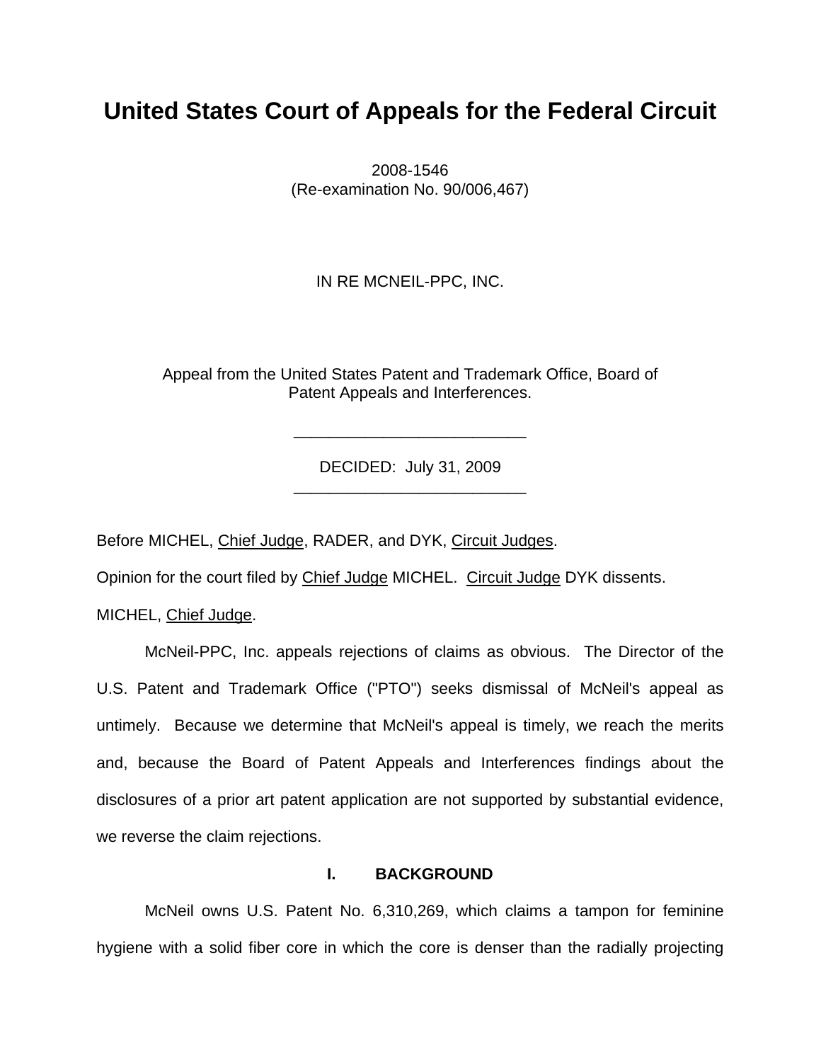# United States Court of Appeals for the Federal Circuit

2008-1546
(Re-examination No. 90/006,467)

IN RE MCNEIL-PPC, INC.

Appeal from the United States Patent and Trademark Office, Board of Patent Appeals and Interferences.

---

DECIDED: July 31, 2009

---

Before MICHEL, Chief Judge, RADER, and DYK, Circuit Judges.

Opinion for the court filed by Chief Judge MICHEL. Circuit Judge DYK dissents.

MICHEL, Chief Judge.

McNeil-PPC, Inc. appeals rejections of claims as obvious. The Director of the U.S. Patent and Trademark Office ("PTO") seeks dismissal of McNeil's appeal as untimely. Because we determine that McNeil's appeal is timely, we reach the merits and, because the Board of Patent Appeals and Interferences findings about the disclosures of a prior art patent application are not supported by substantial evidence, we reverse the claim rejections.

## I. BACKGROUND

McNeil owns U.S. Patent No. 6,310,269, which claims a tampon for feminine hygiene with a solid fiber core in which the core is denser than the radially projecting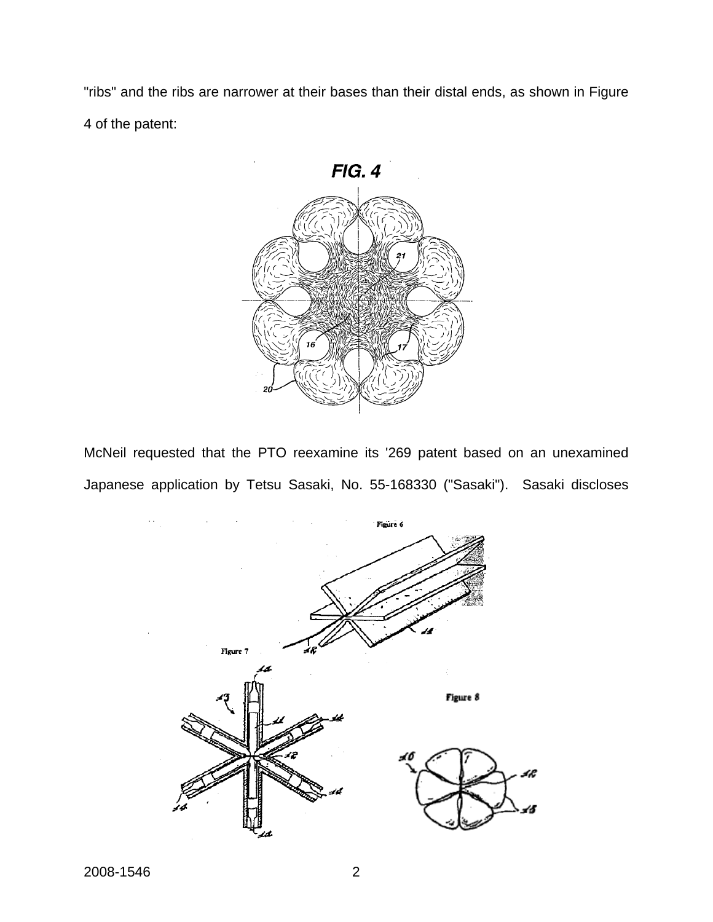"ribs" and the ribs are narrower at their bases than their distal ends, as shown in Figure 4 of the patent:

McNeil requested that the PTO reexamine its '269 patent based on an unexamined Japanese application by Tetsu Sasaki, No. 55-168330 ("Sasaki"). Sasaki discloses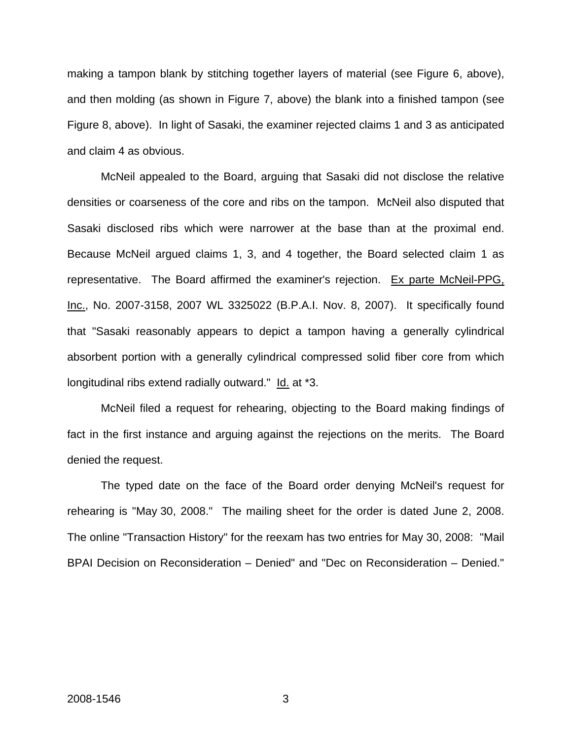making a tampon blank by stitching together layers of material (see Figure 6, above), and then molding (as shown in Figure 7, above) the blank into a finished tampon (see Figure 8, above). In light of Sasaki, the examiner rejected claims 1 and 3 as anticipated and claim 4 as obvious.

McNeil appealed to the Board, arguing that Sasaki did not disclose the relative densities or coarseness of the core and ribs on the tampon. McNeil also disputed that Sasaki disclosed ribs which were narrower at the base than at the proximal end. Because McNeil argued claims 1, 3, and 4 together, the Board selected claim 1 as representative. The Board affirmed the examiner's rejection. Ex parte McNeil-PPG, Inc., No. 2007-3158, 2007 WL 3325022 (B.P.A.I. Nov. 8, 2007). It specifically found that "Sasaki reasonably appears to depict a tampon having a generally cylindrical absorbent portion with a generally cylindrical compressed solid fiber core from which longitudinal ribs extend radially outward." Id. at *3.

McNeil filed a request for rehearing, objecting to the Board making findings of fact in the first instance and arguing against the rejections on the merits. The Board denied the request.

The typed date on the face of the Board order denying McNeil's request for rehearing is "May 30, 2008." The mailing sheet for the order is dated June 2, 2008. The online "Transaction History" for the reexam has two entries for May 30, 2008: "Mail BPAI Decision on Reconsideration – Denied" and "Dec on Reconsideration – Denied."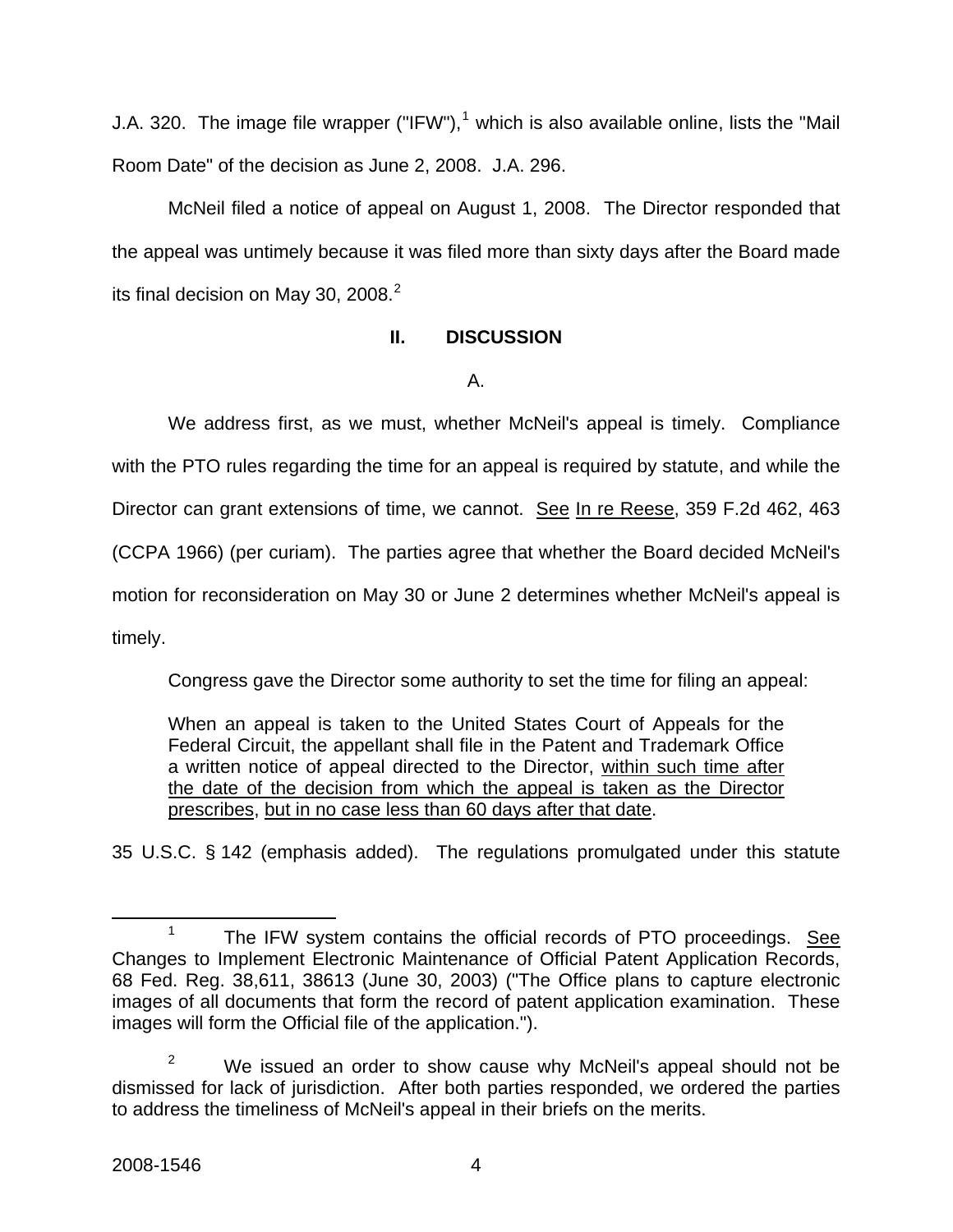J.A. 320. The image file wrapper ("IFW"),[1] which is also available online, lists the "Mail Room Date" of the decision as June 2, 2008. J.A. 296.

McNeil filed a notice of appeal on August 1, 2008. The Director responded that the appeal was untimely because it was filed more than sixty days after the Board made its final decision on May 30, 2008.[2]

## II. DISCUSSION

### A.

We address first, as we must, whether McNeil's appeal is timely. Compliance with the PTO rules regarding the time for an appeal is required by statute, and while the Director can grant extensions of time, we cannot. See In re Reese, 359 F.2d 462, 463 (CCPA 1966) (per curiam). The parties agree that whether the Board decided McNeil's motion for reconsideration on May 30 or June 2 determines whether McNeil's appeal is timely.

Congress gave the Director some authority to set the time for filing an appeal:

> When an appeal is taken to the United States Court of Appeals for the Federal Circuit, the appellant shall file in the Patent and Trademark Office a written notice of appeal directed to the Director, <u>within such time after the date of the decision from which the appeal is taken as the Director prescribes</u>, <u>but in no case less than 60 days after that date</u>.

35 U.S.C. § 142 (emphasis added). The regulations promulgated under this statute

---

[1] The IFW system contains the official records of PTO proceedings. See Changes to Implement Electronic Maintenance of Official Patent Application Records, 68 Fed. Reg. 38,611, 38613 (June 30, 2003) ("The Office plans to capture electronic images of all documents that form the record of patent application examination. These images will form the Official file of the application.").

[2] We issued an order to show cause why McNeil's appeal should not be dismissed for lack of jurisdiction. After both parties responded, we ordered the parties to address the timeliness of McNeil's appeal in their briefs on the merits.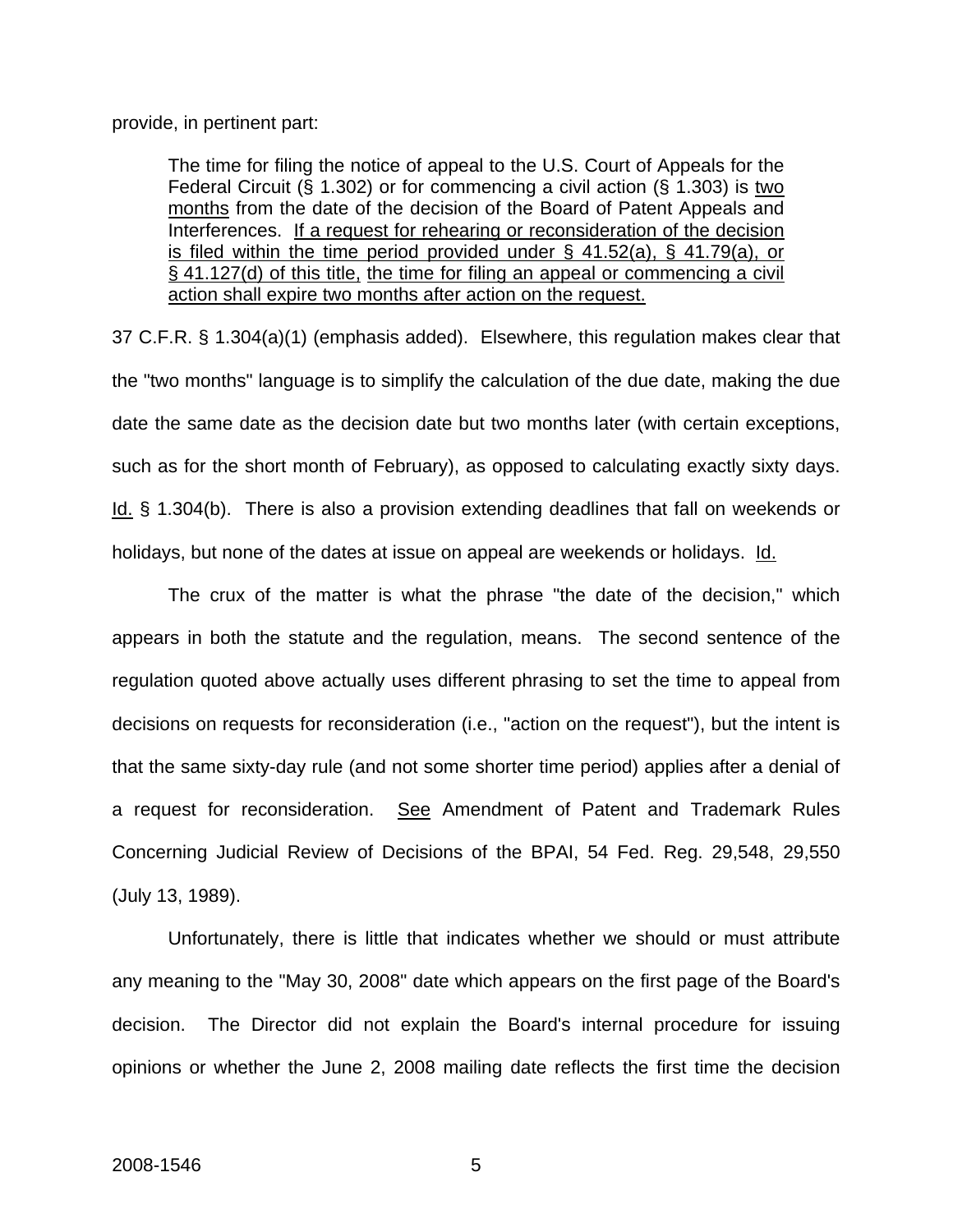provide, in pertinent part:

> The time for filing the notice of appeal to the U.S. Court of Appeals for the Federal Circuit (§ 1.302) or for commencing a civil action (§ 1.303) is <u>two months</u> from the date of the decision of the Board of Patent Appeals and Interferences. <u>If a request for rehearing or reconsideration of the decision is filed within the time period provided under § 41.52(a), § 41.79(a), or § 41.127(d) of this title,</u> <u>the time for filing an appeal or commencing a civil action shall expire two months after action on the request.</u>

37 C.F.R. § 1.304(a)(1) (emphasis added). Elsewhere, this regulation makes clear that the "two months" language is to simplify the calculation of the due date, making the due date the same date as the decision date but two months later (with certain exceptions, such as for the short month of February), as opposed to calculating exactly sixty days. <u>Id.</u> § 1.304(b). There is also a provision extending deadlines that fall on weekends or holidays, but none of the dates at issue on appeal are weekends or holidays. <u>Id.</u>

The crux of the matter is what the phrase "the date of the decision," which appears in both the statute and the regulation, means. The second sentence of the regulation quoted above actually uses different phrasing to set the time to appeal from decisions on requests for reconsideration (i.e., "action on the request"), but the intent is that the same sixty-day rule (and not some shorter time period) applies after a denial of a request for reconsideration. <u>See</u> Amendment of Patent and Trademark Rules Concerning Judicial Review of Decisions of the BPAI, 54 Fed. Reg. 29,548, 29,550 (July 13, 1989).

Unfortunately, there is little that indicates whether we should or must attribute any meaning to the "May 30, 2008" date which appears on the first page of the Board's decision. The Director did not explain the Board's internal procedure for issuing opinions or whether the June 2, 2008 mailing date reflects the first time the decision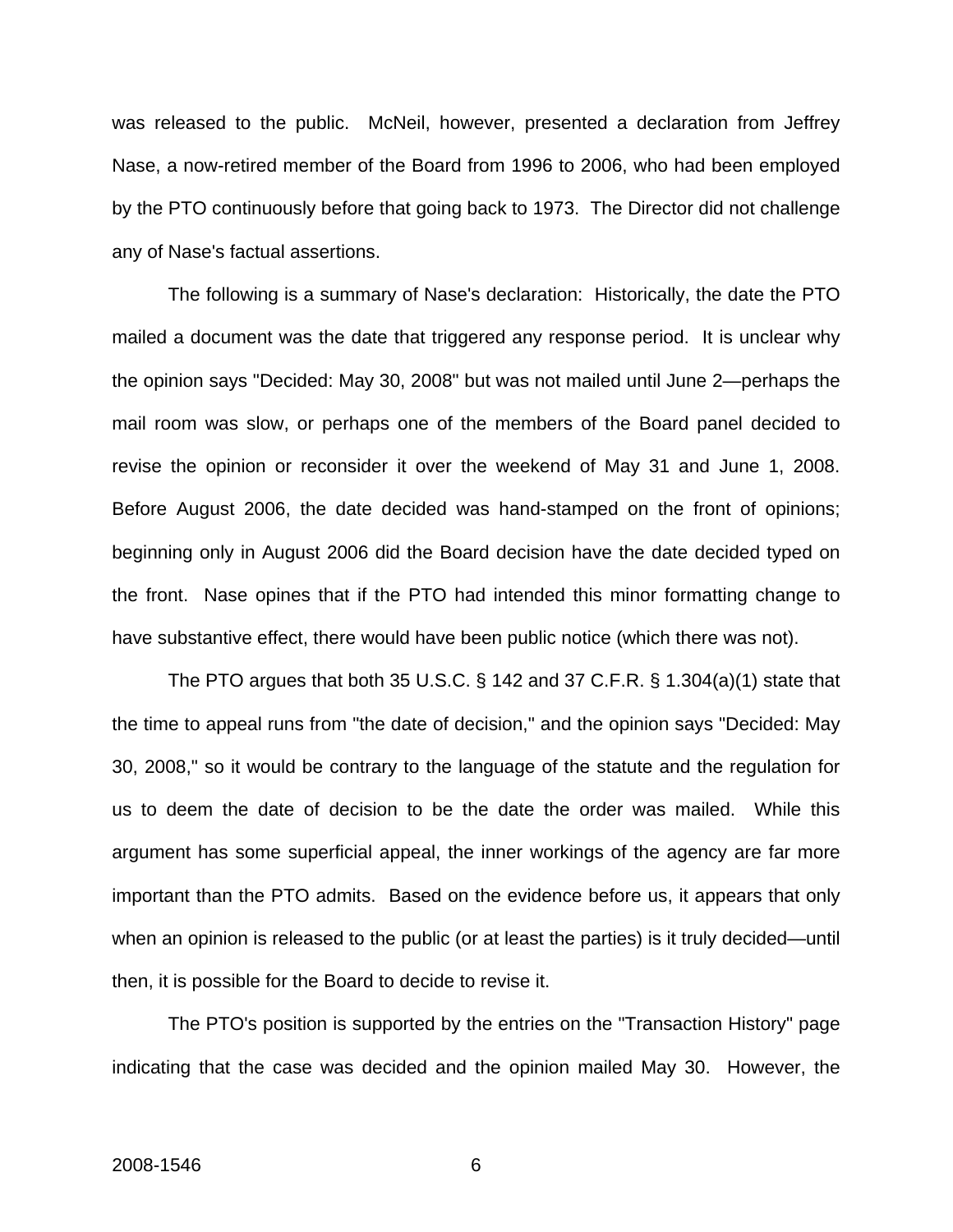was released to the public. McNeil, however, presented a declaration from Jeffrey Nase, a now-retired member of the Board from 1996 to 2006, who had been employed by the PTO continuously before that going back to 1973. The Director did not challenge any of Nase's factual assertions.

The following is a summary of Nase's declaration: Historically, the date the PTO mailed a document was the date that triggered any response period. It is unclear why the opinion says "Decided: May 30, 2008" but was not mailed until June 2—perhaps the mail room was slow, or perhaps one of the members of the Board panel decided to revise the opinion or reconsider it over the weekend of May 31 and June 1, 2008. Before August 2006, the date decided was hand-stamped on the front of opinions; beginning only in August 2006 did the Board decision have the date decided typed on the front. Nase opines that if the PTO had intended this minor formatting change to have substantive effect, there would have been public notice (which there was not).

The PTO argues that both 35 U.S.C. § 142 and 37 C.F.R. § 1.304(a)(1) state that the time to appeal runs from "the date of decision," and the opinion says "Decided: May 30, 2008," so it would be contrary to the language of the statute and the regulation for us to deem the date of decision to be the date the order was mailed. While this argument has some superficial appeal, the inner workings of the agency are far more important than the PTO admits. Based on the evidence before us, it appears that only when an opinion is released to the public (or at least the parties) is it truly decided—until then, it is possible for the Board to decide to revise it.

The PTO's position is supported by the entries on the "Transaction History" page indicating that the case was decided and the opinion mailed May 30. However, the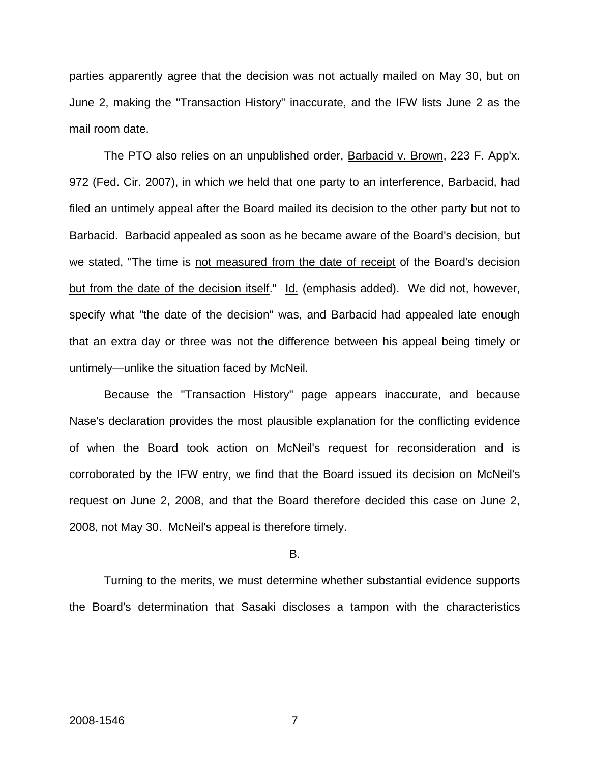parties apparently agree that the decision was not actually mailed on May 30, but on June 2, making the "Transaction History" inaccurate, and the IFW lists June 2 as the mail room date.

The PTO also relies on an unpublished order, Barbacid v. Brown, 223 F. App'x. 972 (Fed. Cir. 2007), in which we held that one party to an interference, Barbacid, had filed an untimely appeal after the Board mailed its decision to the other party but not to Barbacid. Barbacid appealed as soon as he became aware of the Board's decision, but we stated, "The time is not measured from the date of receipt of the Board's decision but from the date of the decision itself." Id. (emphasis added). We did not, however, specify what "the date of the decision" was, and Barbacid had appealed late enough that an extra day or three was not the difference between his appeal being timely or untimely—unlike the situation faced by McNeil.

Because the "Transaction History" page appears inaccurate, and because Nase's declaration provides the most plausible explanation for the conflicting evidence of when the Board took action on McNeil's request for reconsideration and is corroborated by the IFW entry, we find that the Board issued its decision on McNeil's request on June 2, 2008, and that the Board therefore decided this case on June 2, 2008, not May 30. McNeil's appeal is therefore timely.

B.

Turning to the merits, we must determine whether substantial evidence supports the Board's determination that Sasaki discloses a tampon with the characteristics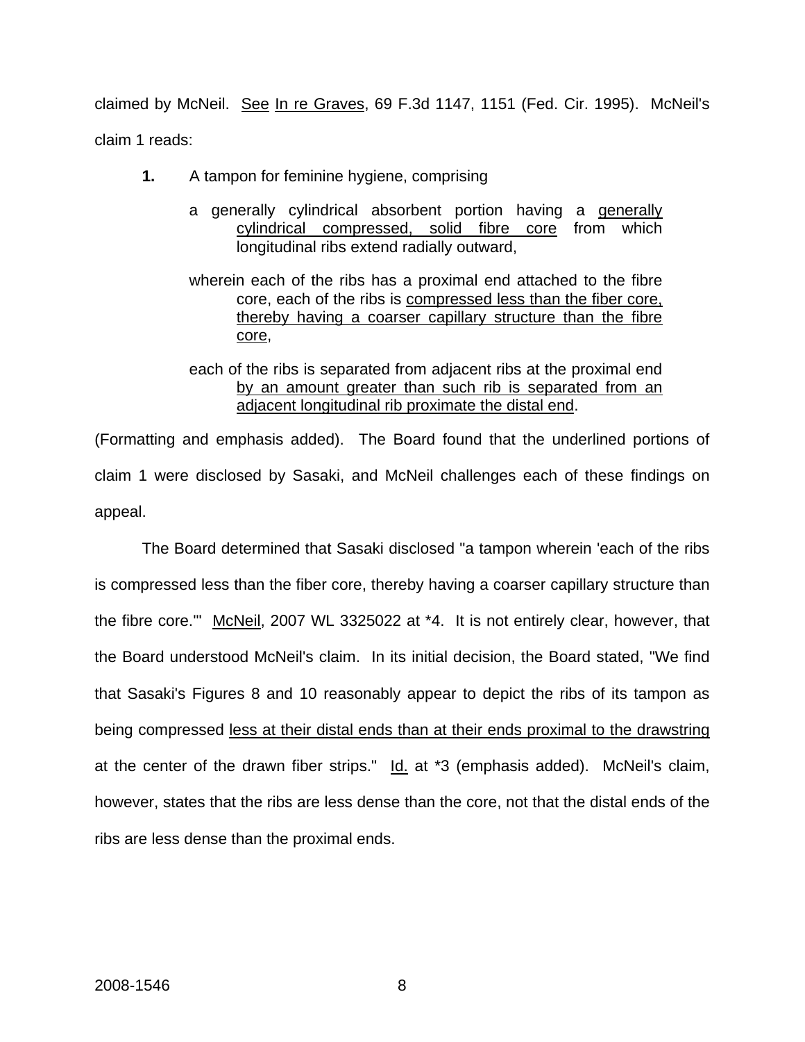claimed by McNeil. <u>See</u> <u>In re Graves</u>, 69 F.3d 1147, 1151 (Fed. Cir. 1995). McNeil's claim 1 reads:

> **1.** A tampon for feminine hygiene, comprising
>
> a generally cylindrical absorbent portion having a <u>generally cylindrical compressed, solid fibre core</u> from which longitudinal ribs extend radially outward,
>
> wherein each of the ribs has a proximal end attached to the fibre core, each of the ribs is <u>compressed less than the fiber core, thereby having a coarser capillary structure than the fibre core</u>,
>
> each of the ribs is separated from adjacent ribs at the proximal end <u>by an amount greater than such rib is separated from an adjacent longitudinal rib proximate the distal end</u>.

(Formatting and emphasis added). The Board found that the underlined portions of claim 1 were disclosed by Sasaki, and McNeil challenges each of these findings on appeal.

The Board determined that Sasaki disclosed "a tampon wherein 'each of the ribs is compressed less than the fiber core, thereby having a coarser capillary structure than the fibre core.'" <u>McNeil</u>, 2007 WL 3325022 at *4. It is not entirely clear, however, that the Board understood McNeil's claim. In its initial decision, the Board stated, "We find that Sasaki's Figures 8 and 10 reasonably appear to depict the ribs of its tampon as being compressed <u>less at their distal ends than at their ends proximal to the drawstring</u> at the center of the drawn fiber strips." <u>Id.</u> at *3 (emphasis added). McNeil's claim, however, states that the ribs are less dense than the core, not that the distal ends of the ribs are less dense than the proximal ends.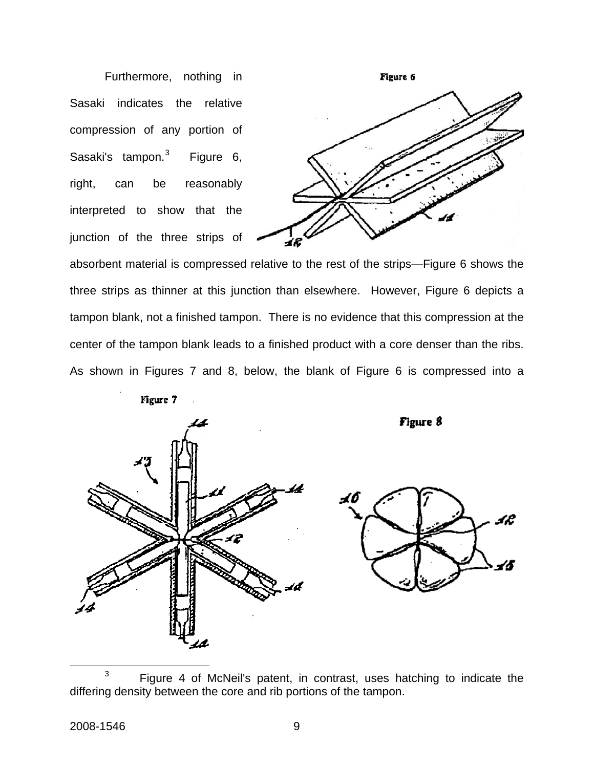Furthermore, nothing in Sasaki indicates the relative compression of any portion of Sasaki's tampon.[3] Figure 6, right, can be reasonably interpreted to show that the junction of the three strips of absorbent material is compressed relative to the rest of the strips—Figure 6 shows the three strips as thinner at this junction than elsewhere. However, Figure 6 depicts a tampon blank, not a finished tampon. There is no evidence that this compression at the center of the tampon blank leads to a finished product with a core denser than the ribs. As shown in Figures 7 and 8, below, the blank of Figure 6 is compressed into a

Figure 6

Figure 7

Figure 8

---

[3] Figure 4 of McNeil's patent, in contrast, uses hatching to indicate the differing density between the core and rib portions of the tampon.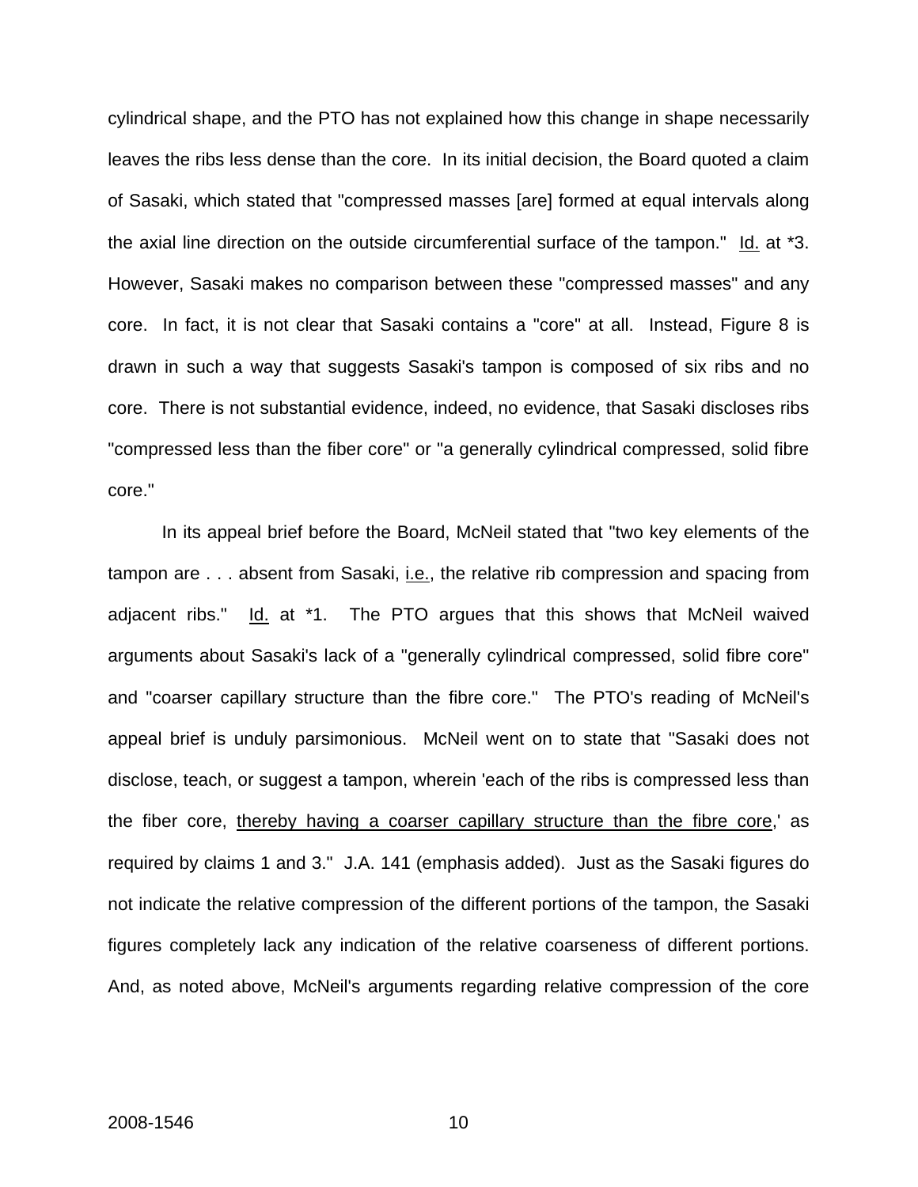cylindrical shape, and the PTO has not explained how this change in shape necessarily leaves the ribs less dense than the core. In its initial decision, the Board quoted a claim of Sasaki, which stated that "compressed masses [are] formed at equal intervals along the axial line direction on the outside circumferential surface of the tampon." Id. at *3. However, Sasaki makes no comparison between these "compressed masses" and any core. In fact, it is not clear that Sasaki contains a "core" at all. Instead, Figure 8 is drawn in such a way that suggests Sasaki's tampon is composed of six ribs and no core. There is not substantial evidence, indeed, no evidence, that Sasaki discloses ribs "compressed less than the fiber core" or "a generally cylindrical compressed, solid fibre core."

In its appeal brief before the Board, McNeil stated that "two key elements of the tampon are . . . absent from Sasaki, i.e., the relative rib compression and spacing from adjacent ribs." Id. at *1. The PTO argues that this shows that McNeil waived arguments about Sasaki's lack of a "generally cylindrical compressed, solid fibre core" and "coarser capillary structure than the fibre core." The PTO's reading of McNeil's appeal brief is unduly parsimonious. McNeil went on to state that "Sasaki does not disclose, teach, or suggest a tampon, wherein 'each of the ribs is compressed less than the fiber core, thereby having a coarser capillary structure than the fibre core,' as required by claims 1 and 3." J.A. 141 (emphasis added). Just as the Sasaki figures do not indicate the relative compression of the different portions of the tampon, the Sasaki figures completely lack any indication of the relative coarseness of different portions. And, as noted above, McNeil's arguments regarding relative compression of the core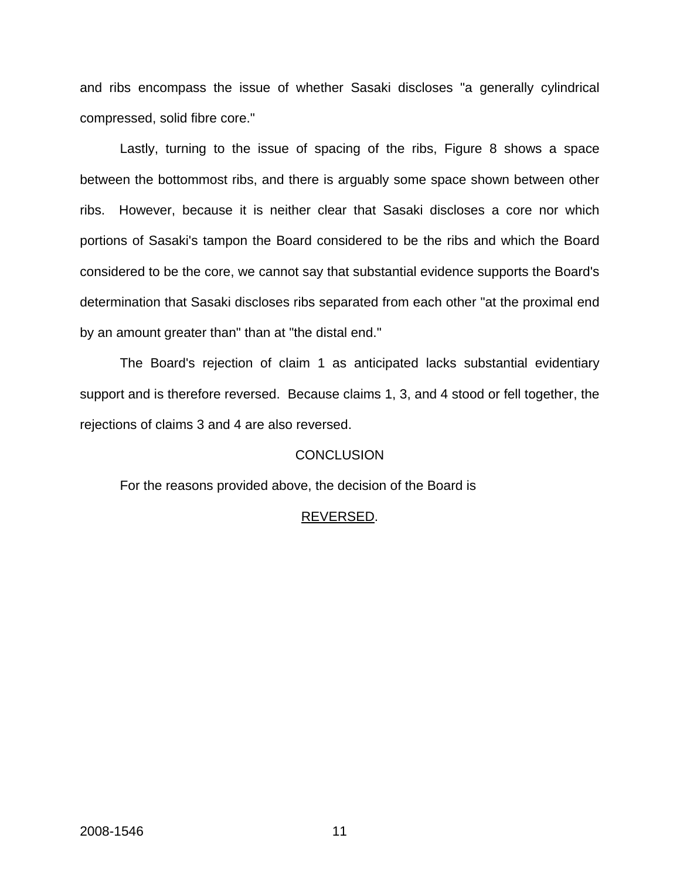and ribs encompass the issue of whether Sasaki discloses "a generally cylindrical compressed, solid fibre core."

Lastly, turning to the issue of spacing of the ribs, Figure 8 shows a space between the bottommost ribs, and there is arguably some space shown between other ribs. However, because it is neither clear that Sasaki discloses a core nor which portions of Sasaki's tampon the Board considered to be the ribs and which the Board considered to be the core, we cannot say that substantial evidence supports the Board's determination that Sasaki discloses ribs separated from each other "at the proximal end by an amount greater than" than at "the distal end."

The Board's rejection of claim 1 as anticipated lacks substantial evidentiary support and is therefore reversed. Because claims 1, 3, and 4 stood or fell together, the rejections of claims 3 and 4 are also reversed.

## CONCLUSION

For the reasons provided above, the decision of the Board is

REVERSED.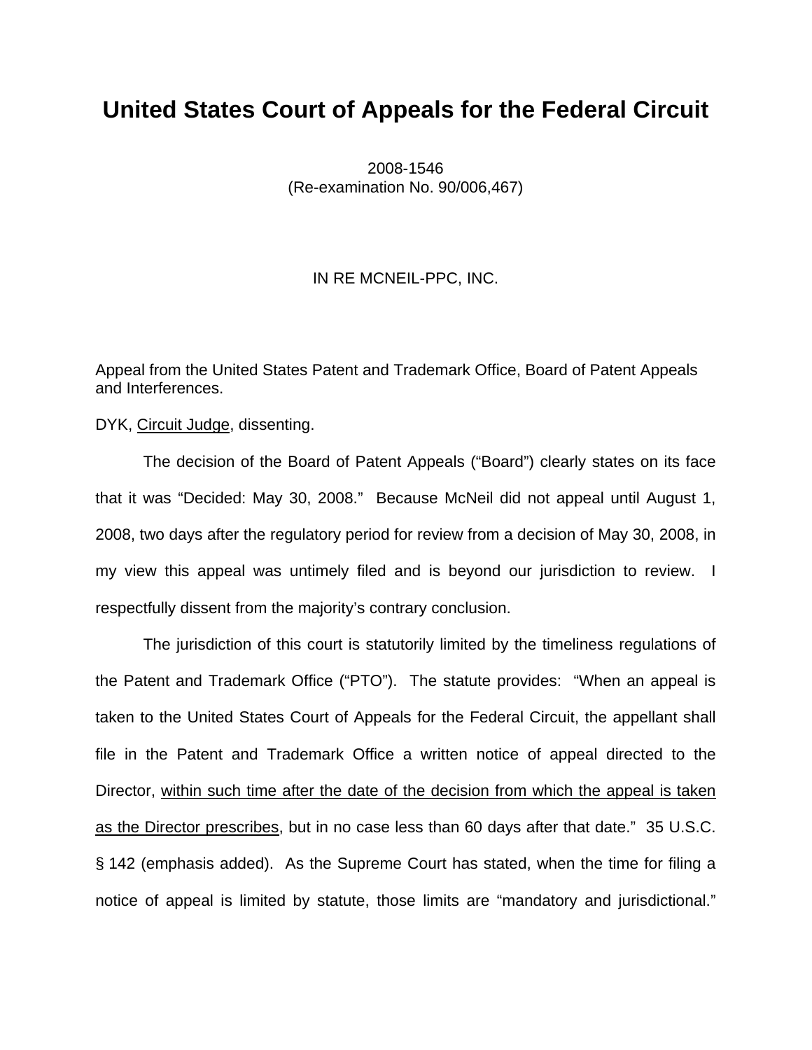# United States Court of Appeals for the Federal Circuit

2008-1546
(Re-examination No. 90/006,467)

IN RE MCNEIL-PPC, INC.

Appeal from the United States Patent and Trademark Office, Board of Patent Appeals and Interferences.

DYK, Circuit Judge, dissenting.

The decision of the Board of Patent Appeals ("Board") clearly states on its face that it was "Decided: May 30, 2008." Because McNeil did not appeal until August 1, 2008, two days after the regulatory period for review from a decision of May 30, 2008, in my view this appeal was untimely filed and is beyond our jurisdiction to review. I respectfully dissent from the majority's contrary conclusion.

The jurisdiction of this court is statutorily limited by the timeliness regulations of the Patent and Trademark Office ("PTO"). The statute provides: "When an appeal is taken to the United States Court of Appeals for the Federal Circuit, the appellant shall file in the Patent and Trademark Office a written notice of appeal directed to the Director, within such time after the date of the decision from which the appeal is taken as the Director prescribes, but in no case less than 60 days after that date." 35 U.S.C. § 142 (emphasis added). As the Supreme Court has stated, when the time for filing a notice of appeal is limited by statute, those limits are "mandatory and jurisdictional."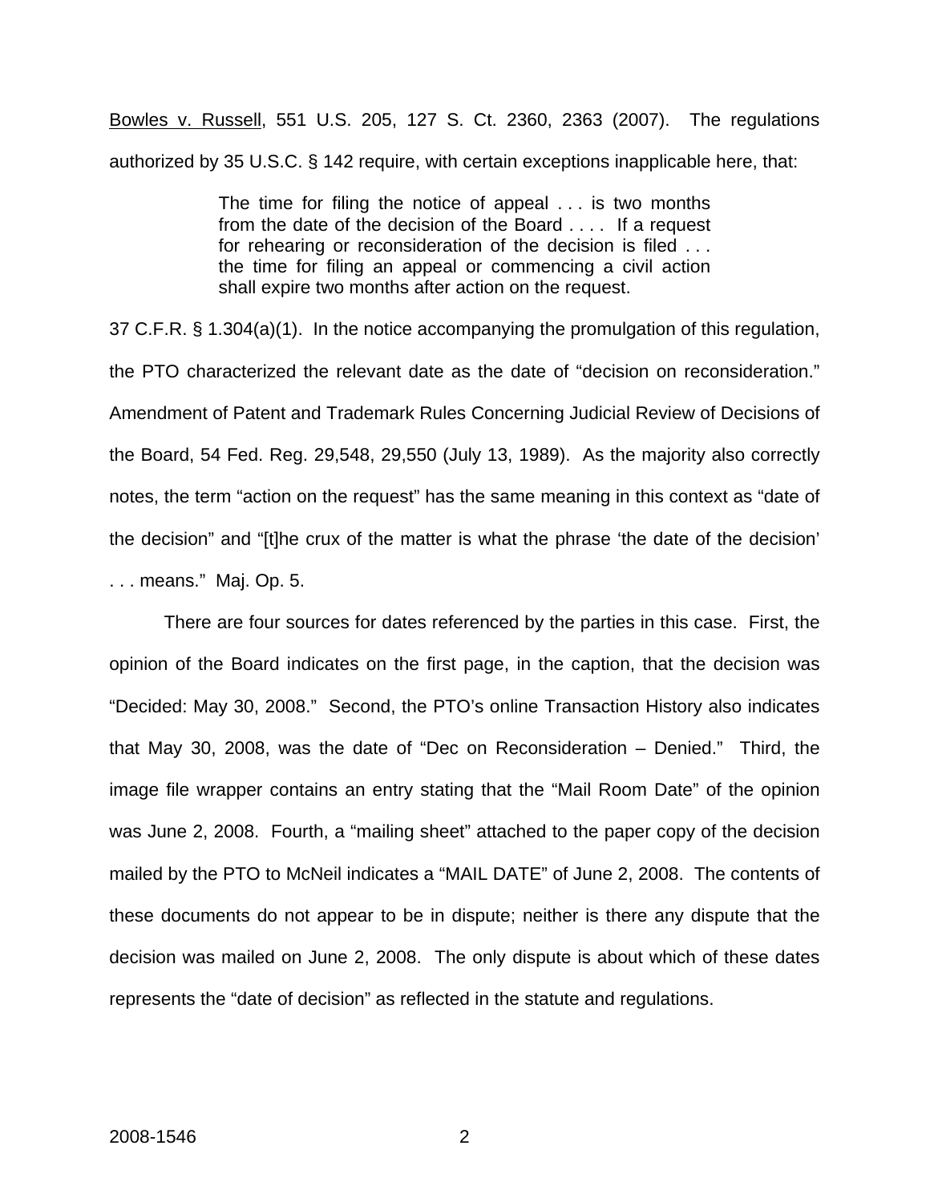Bowles v. Russell, 551 U.S. 205, 127 S. Ct. 2360, 2363 (2007). The regulations authorized by 35 U.S.C. § 142 require, with certain exceptions inapplicable here, that:

> The time for filing the notice of appeal . . . is two months from the date of the decision of the Board . . . . If a request for rehearing or reconsideration of the decision is filed . . . the time for filing an appeal or commencing a civil action shall expire two months after action on the request.

37 C.F.R. § 1.304(a)(1). In the notice accompanying the promulgation of this regulation, the PTO characterized the relevant date as the date of "decision on reconsideration." Amendment of Patent and Trademark Rules Concerning Judicial Review of Decisions of the Board, 54 Fed. Reg. 29,548, 29,550 (July 13, 1989). As the majority also correctly notes, the term "action on the request" has the same meaning in this context as "date of the decision" and "[t]he crux of the matter is what the phrase 'the date of the decision' . . . means." Maj. Op. 5.

There are four sources for dates referenced by the parties in this case. First, the opinion of the Board indicates on the first page, in the caption, that the decision was "Decided: May 30, 2008." Second, the PTO's online Transaction History also indicates that May 30, 2008, was the date of "Dec on Reconsideration – Denied." Third, the image file wrapper contains an entry stating that the "Mail Room Date" of the opinion was June 2, 2008. Fourth, a "mailing sheet" attached to the paper copy of the decision mailed by the PTO to McNeil indicates a "MAIL DATE" of June 2, 2008. The contents of these documents do not appear to be in dispute; neither is there any dispute that the decision was mailed on June 2, 2008. The only dispute is about which of these dates represents the "date of decision" as reflected in the statute and regulations.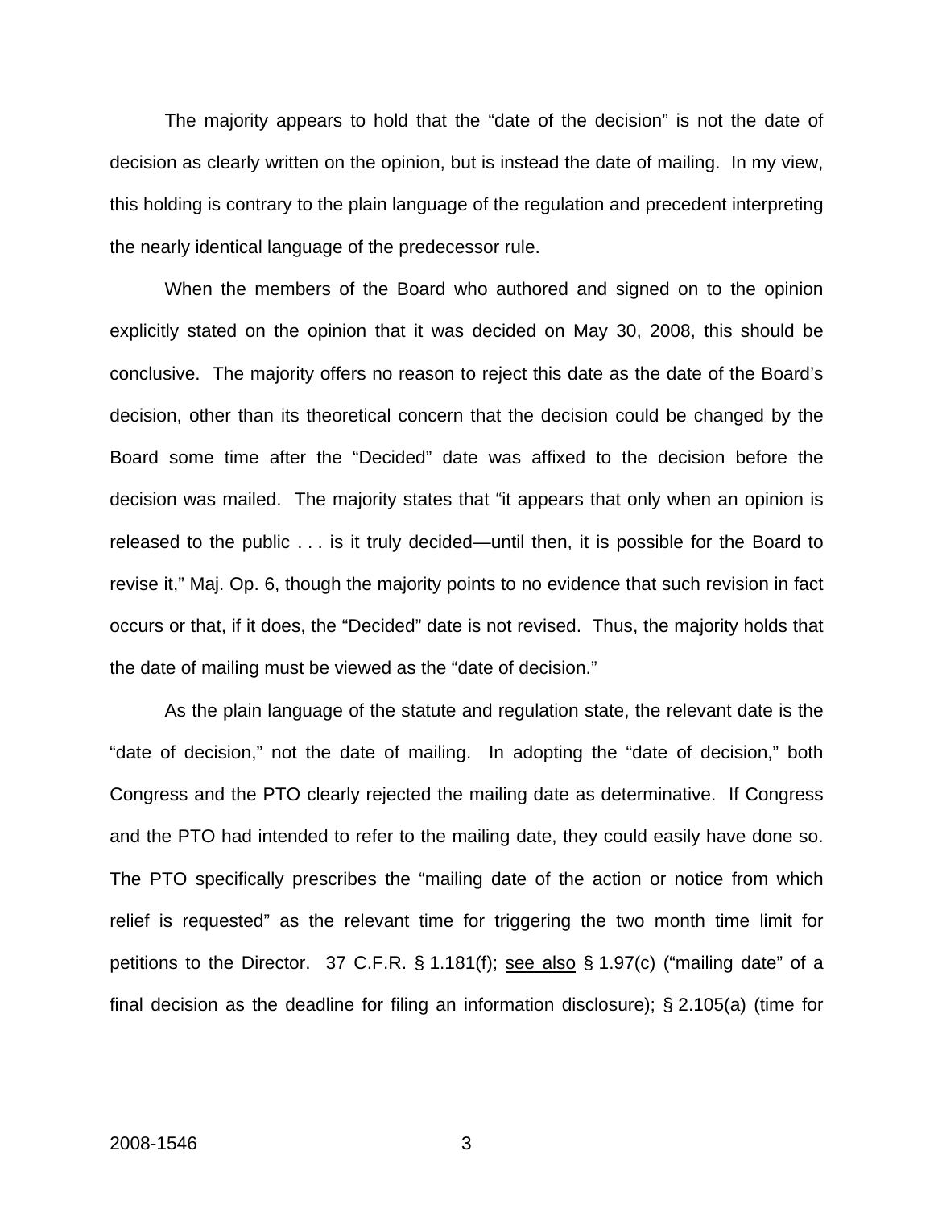The majority appears to hold that the "date of the decision" is not the date of decision as clearly written on the opinion, but is instead the date of mailing. In my view, this holding is contrary to the plain language of the regulation and precedent interpreting the nearly identical language of the predecessor rule.

When the members of the Board who authored and signed on to the opinion explicitly stated on the opinion that it was decided on May 30, 2008, this should be conclusive. The majority offers no reason to reject this date as the date of the Board's decision, other than its theoretical concern that the decision could be changed by the Board some time after the "Decided" date was affixed to the decision before the decision was mailed. The majority states that "it appears that only when an opinion is released to the public . . . is it truly decided—until then, it is possible for the Board to revise it," Maj. Op. 6, though the majority points to no evidence that such revision in fact occurs or that, if it does, the "Decided" date is not revised. Thus, the majority holds that the date of mailing must be viewed as the "date of decision."

As the plain language of the statute and regulation state, the relevant date is the "date of decision," not the date of mailing. In adopting the "date of decision," both Congress and the PTO clearly rejected the mailing date as determinative. If Congress and the PTO had intended to refer to the mailing date, they could easily have done so. The PTO specifically prescribes the "mailing date of the action or notice from which relief is requested" as the relevant time for triggering the two month time limit for petitions to the Director. 37 C.F.R. § 1.181(f); see also § 1.97(c) ("mailing date" of a final decision as the deadline for filing an information disclosure); § 2.105(a) (time for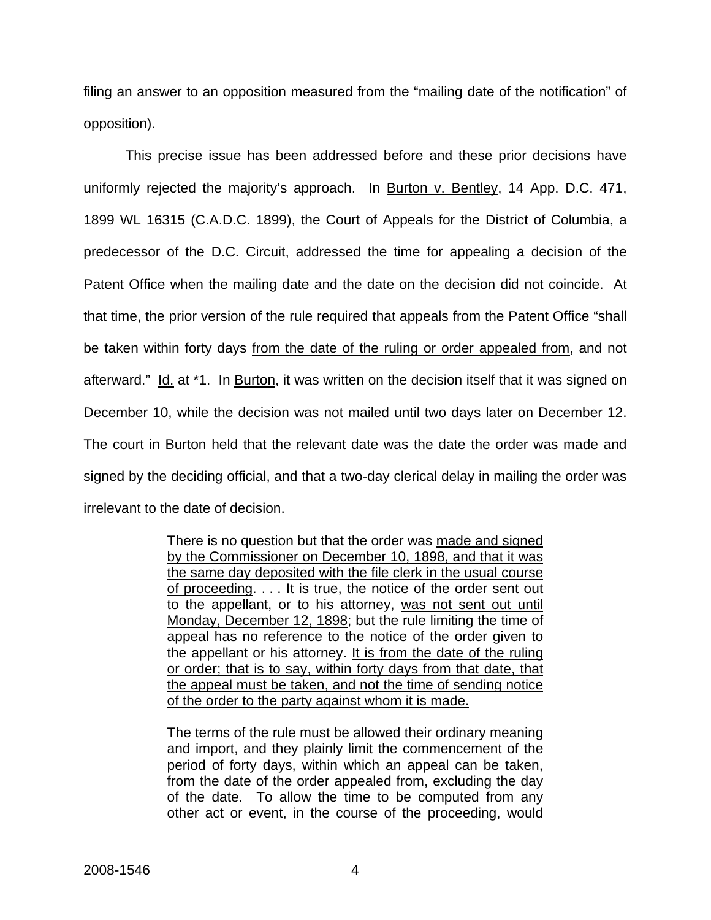filing an answer to an opposition measured from the "mailing date of the notification" of opposition).

This precise issue has been addressed before and these prior decisions have uniformly rejected the majority's approach. In <u>Burton v. Bentley</u>, 14 App. D.C. 471, 1899 WL 16315 (C.A.D.C. 1899), the Court of Appeals for the District of Columbia, a predecessor of the D.C. Circuit, addressed the time for appealing a decision of the Patent Office when the mailing date and the date on the decision did not coincide. At that time, the prior version of the rule required that appeals from the Patent Office "shall be taken within forty days <u>from the date of the ruling or order appealed from</u>, and not afterward." <u>Id.</u> at *1. In <u>Burton</u>, it was written on the decision itself that it was signed on December 10, while the decision was not mailed until two days later on December 12. The court in <u>Burton</u> held that the relevant date was the date the order was made and signed by the deciding official, and that a two-day clerical delay in mailing the order was irrelevant to the date of decision.

> There is no question but that the order was <u>made and signed by the Commissioner on December 10, 1898, and that it was the same day deposited with the file clerk in the usual course of proceeding</u>. . . . It is true, the notice of the order sent out to the appellant, or to his attorney, <u>was not sent out until Monday, December 12, 1898</u>; but the rule limiting the time of appeal has no reference to the notice of the order given to the appellant or his attorney. <u>It is from the date of the ruling or order; that is to say, within forty days from that date, that the appeal must be taken, and not the time of sending notice of the order to the party against whom it is made.</u>
>
> The terms of the rule must be allowed their ordinary meaning and import, and they plainly limit the commencement of the period of forty days, within which an appeal can be taken, from the date of the order appealed from, excluding the day of the date. To allow the time to be computed from any other act or event, in the course of the proceeding, would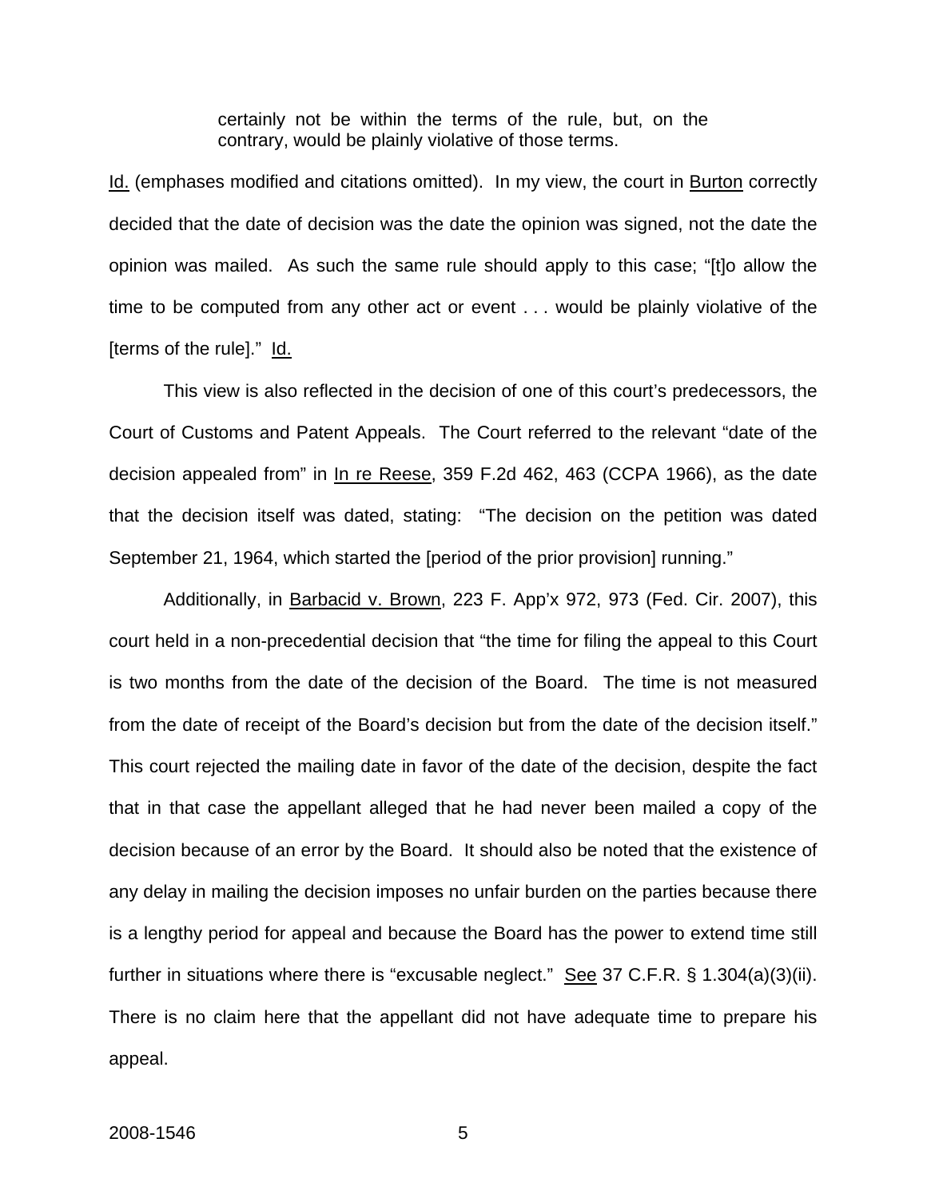> certainly not be within the terms of the rule, but, on the contrary, would be plainly violative of those terms.

Id. (emphases modified and citations omitted). In my view, the court in Burton correctly decided that the date of decision was the date the opinion was signed, not the date the opinion was mailed. As such the same rule should apply to this case; "[t]o allow the time to be computed from any other act or event . . . would be plainly violative of the [terms of the rule]." Id.

This view is also reflected in the decision of one of this court's predecessors, the Court of Customs and Patent Appeals. The Court referred to the relevant "date of the decision appealed from" in In re Reese, 359 F.2d 462, 463 (CCPA 1966), as the date that the decision itself was dated, stating: "The decision on the petition was dated September 21, 1964, which started the [period of the prior provision] running."

Additionally, in Barbacid v. Brown, 223 F. App'x 972, 973 (Fed. Cir. 2007), this court held in a non-precedential decision that "the time for filing the appeal to this Court is two months from the date of the decision of the Board. The time is not measured from the date of receipt of the Board's decision but from the date of the decision itself." This court rejected the mailing date in favor of the date of the decision, despite the fact that in that case the appellant alleged that he had never been mailed a copy of the decision because of an error by the Board. It should also be noted that the existence of any delay in mailing the decision imposes no unfair burden on the parties because there is a lengthy period for appeal and because the Board has the power to extend time still further in situations where there is "excusable neglect." See 37 C.F.R. § 1.304(a)(3)(ii). There is no claim here that the appellant did not have adequate time to prepare his appeal.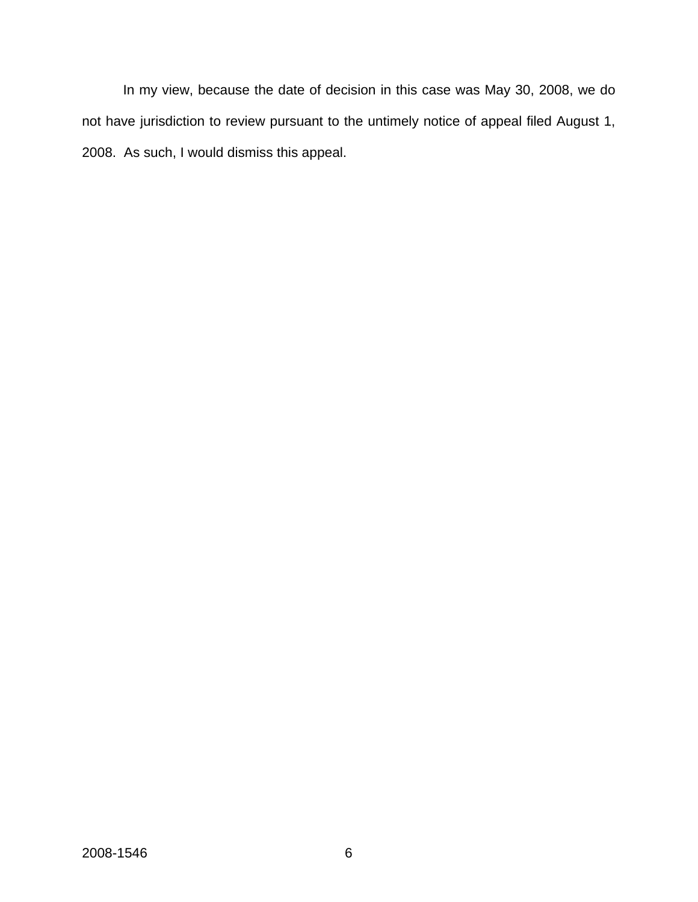In my view, because the date of decision in this case was May 30, 2008, we do not have jurisdiction to review pursuant to the untimely notice of appeal filed August 1, 2008. As such, I would dismiss this appeal.